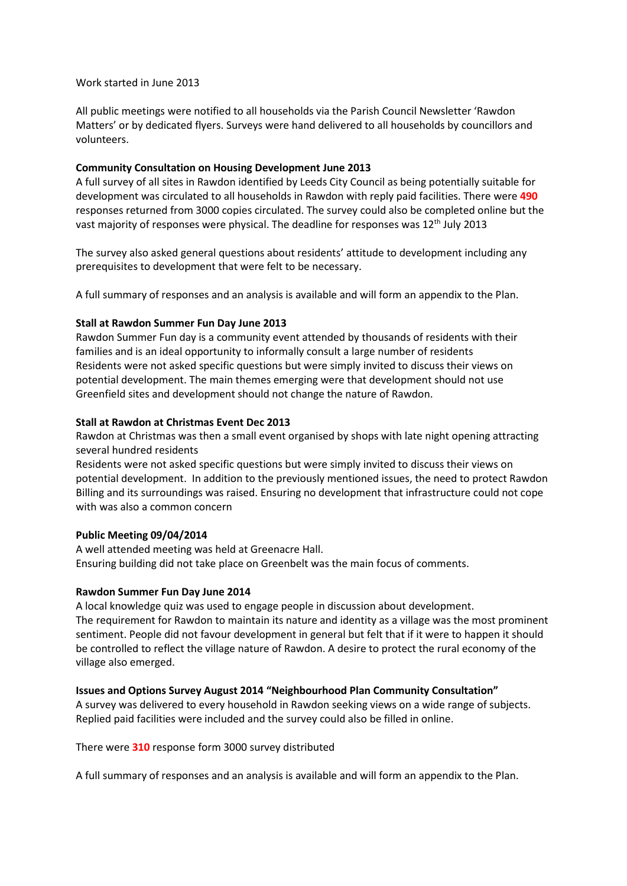Work started in June 2013

All public meetings were notified to all households via the Parish Council Newsletter 'Rawdon Matters' or by dedicated flyers. Surveys were hand delivered to all households by councillors and volunteers.

**Community Consultation on Housing Development June 2013**

A full survey of all sites in Rawdon identified by Leeds City Council as being potentially suitable for development was circulated to all households in Rawdon with reply paid facilities. There were **490** responses returned from 3000 copies circulated. The survey could also be completed online but the vast majority of responses were physical. The deadline for responses was 12th July 2013

The survey also asked general questions about residents' attitude to development including any prerequisites to development that were felt to be necessary.

A full summary of responses and an analysis is available and will form an appendix to the Plan.

**Stall at Rawdon Summer Fun Day June 2013**

Rawdon Summer Fun day is a community event attended by thousands of residents with their families and is an ideal opportunity to informally consult a large number of residents
Residents were not asked specific questions but were simply invited to discuss their views on potential development. The main themes emerging were that development should not use Greenfield sites and development should not change the nature of Rawdon.

**Stall at Rawdon at Christmas Event Dec 2013**

Rawdon at Christmas was then a small event organised by shops with late night opening attracting several hundred residents
Residents were not asked specific questions but were simply invited to discuss their views on potential development. In addition to the previously mentioned issues, the need to protect Rawdon Billing and its surroundings was raised. Ensuring no development that infrastructure could not cope with was also a common concern

**Public Meeting 09/04/2014**

A well attended meeting was held at Greenacre Hall.
Ensuring building did not take place on Greenbelt was the main focus of comments.

**Rawdon Summer Fun Day June 2014**

A local knowledge quiz was used to engage people in discussion about development.
The requirement for Rawdon to maintain its nature and identity as a village was the most prominent sentiment. People did not favour development in general but felt that if it were to happen it should be controlled to reflect the village nature of Rawdon. A desire to protect the rural economy of the village also emerged.

**Issues and Options Survey August 2014 "Neighbourhood Plan Community Consultation"**

A survey was delivered to every household in Rawdon seeking views on a wide range of subjects. Replied paid facilities were included and the survey could also be filled in online.

There were **310** response form 3000 survey distributed

A full summary of responses and an analysis is available and will form an appendix to the Plan.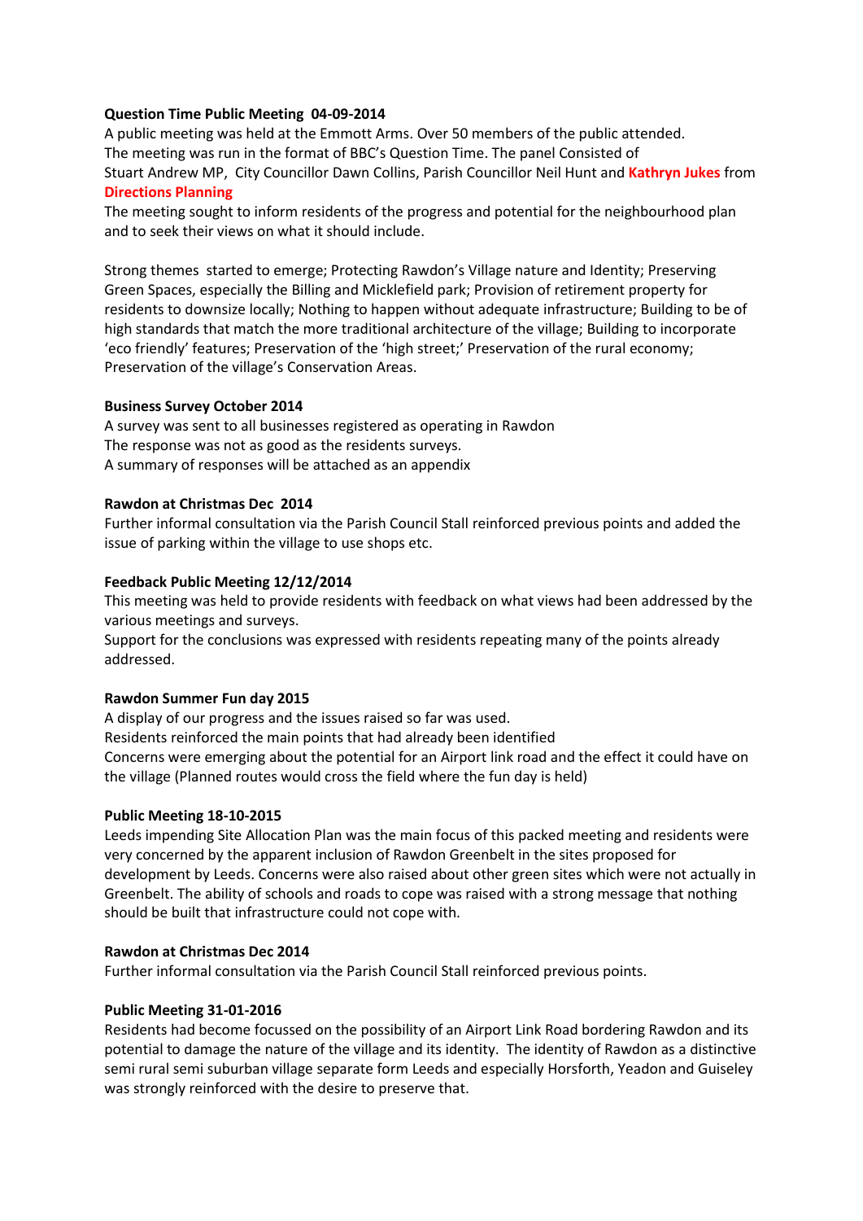**Question Time Public Meeting 04-09-2014**

A public meeting was held at the Emmott Arms. Over 50 members of the public attended.
The meeting was run in the format of BBC's Question Time. The panel Consisted of
Stuart Andrew MP, City Councillor Dawn Collins, Parish Councillor Neil Hunt and **Kathryn Jukes** from **Directions Planning**

The meeting sought to inform residents of the progress and potential for the neighbourhood plan and to seek their views on what it should include.

Strong themes started to emerge; Protecting Rawdon's Village nature and Identity; Preserving Green Spaces, especially the Billing and Micklefield park; Provision of retirement property for residents to downsize locally; Nothing to happen without adequate infrastructure; Building to be of high standards that match the more traditional architecture of the village; Building to incorporate 'eco friendly' features; Preservation of the 'high street;' Preservation of the rural economy; Preservation of the village's Conservation Areas.

**Business Survey October 2014**

A survey was sent to all businesses registered as operating in Rawdon
The response was not as good as the residents surveys.
A summary of responses will be attached as an appendix

**Rawdon at Christmas Dec 2014**

Further informal consultation via the Parish Council Stall reinforced previous points and added the issue of parking within the village to use shops etc.

**Feedback Public Meeting 12/12/2014**

This meeting was held to provide residents with feedback on what views had been addressed by the various meetings and surveys.
Support for the conclusions was expressed with residents repeating many of the points already addressed.

**Rawdon Summer Fun day 2015**

A display of our progress and the issues raised so far was used.
Residents reinforced the main points that had already been identified
Concerns were emerging about the potential for an Airport link road and the effect it could have on the village (Planned routes would cross the field where the fun day is held)

**Public Meeting 18-10-2015**

Leeds impending Site Allocation Plan was the main focus of this packed meeting and residents were very concerned by the apparent inclusion of Rawdon Greenbelt in the sites proposed for development by Leeds. Concerns were also raised about other green sites which were not actually in Greenbelt. The ability of schools and roads to cope was raised with a strong message that nothing should be built that infrastructure could not cope with.

**Rawdon at Christmas Dec 2014**

Further informal consultation via the Parish Council Stall reinforced previous points.

**Public Meeting 31-01-2016**

Residents had become focussed on the possibility of an Airport Link Road bordering Rawdon and its potential to damage the nature of the village and its identity. The identity of Rawdon as a distinctive semi rural semi suburban village separate form Leeds and especially Horsforth, Yeadon and Guiseley was strongly reinforced with the desire to preserve that.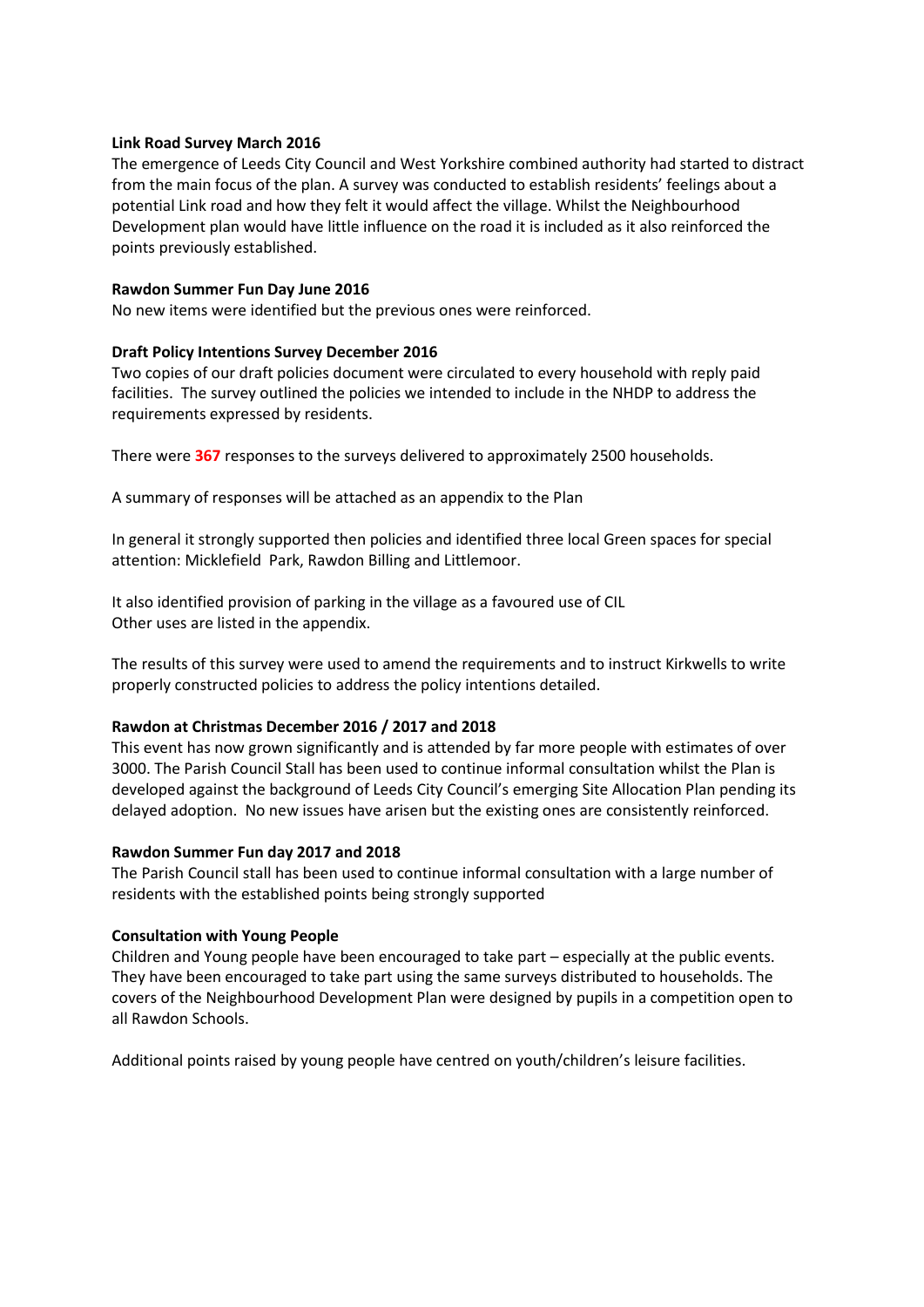**Link Road Survey March 2016**

The emergence of Leeds City Council and West Yorkshire combined authority had started to distract from the main focus of the plan. A survey was conducted to establish residents' feelings about a potential Link road and how they felt it would affect the village. Whilst the Neighbourhood Development plan would have little influence on the road it is included as it also reinforced the points previously established.

**Rawdon Summer Fun Day June 2016**

No new items were identified but the previous ones were reinforced.

**Draft Policy Intentions Survey December 2016**

Two copies of our draft policies document were circulated to every household with reply paid facilities. The survey outlined the policies we intended to include in the NHDP to address the requirements expressed by residents.

There were **367** responses to the surveys delivered to approximately 2500 households.

A summary of responses will be attached as an appendix to the Plan

In general it strongly supported then policies and identified three local Green spaces for special attention: Micklefield Park, Rawdon Billing and Littlemoor.

It also identified provision of parking in the village as a favoured use of CIL
Other uses are listed in the appendix.

The results of this survey were used to amend the requirements and to instruct Kirkwells to write properly constructed policies to address the policy intentions detailed.

**Rawdon at Christmas December 2016 / 2017 and 2018**

This event has now grown significantly and is attended by far more people with estimates of over 3000. The Parish Council Stall has been used to continue informal consultation whilst the Plan is developed against the background of Leeds City Council's emerging Site Allocation Plan pending its delayed adoption. No new issues have arisen but the existing ones are consistently reinforced.

**Rawdon Summer Fun day 2017 and 2018**

The Parish Council stall has been used to continue informal consultation with a large number of residents with the established points being strongly supported

**Consultation with Young People**

Children and Young people have been encouraged to take part – especially at the public events. They have been encouraged to take part using the same surveys distributed to households. The covers of the Neighbourhood Development Plan were designed by pupils in a competition open to all Rawdon Schools.

Additional points raised by young people have centred on youth/children's leisure facilities.